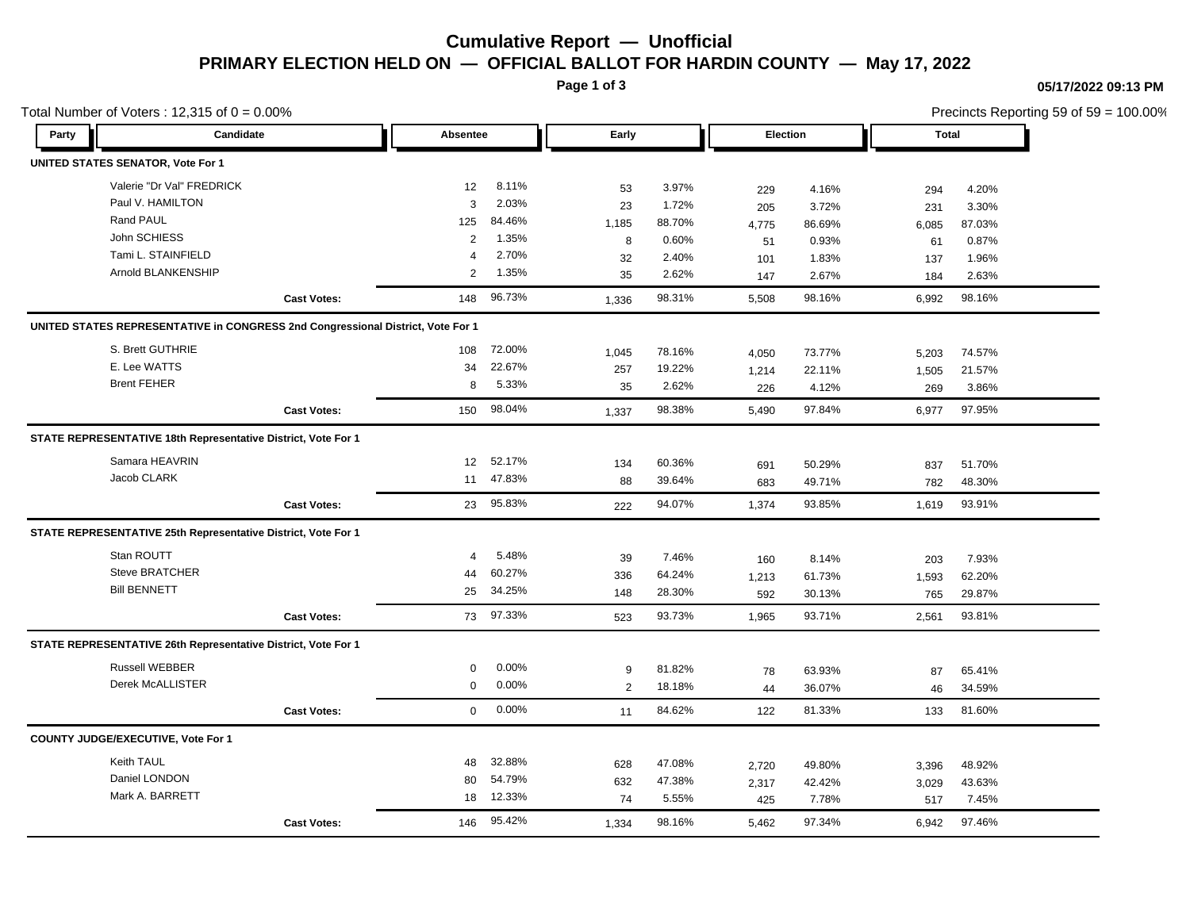# Cumulative Report — Unofficial

## PRIMARY ELECTION HELD ON — OFFICIAL BALLOT FOR HARDIN COUNTY — May 17, 2022

05/17/2022 09:13 PM

Total Number of Voters : 12,315 of 0 = 0.00%

Precincts Reporting 59 of 59 = 100.00%

| Party | Candidate | Absentee | | Early | | Election | | Total | |
|---|---|---|---|---|---|---|---|---|---|
| **UNITED STATES SENATOR, Vote For 1** | | | | | | | | | |
| | Valerie "Dr Val" FREDRICK | 12 | 8.11% | 53 | 3.97% | 229 | 4.16% | 294 | 4.20% |
| | Paul V. HAMILTON | 3 | 2.03% | 23 | 1.72% | 205 | 3.72% | 231 | 3.30% |
| | Rand PAUL | 125 | 84.46% | 1,185 | 88.70% | 4,775 | 86.69% | 6,085 | 87.03% |
| | John SCHIESS | 2 | 1.35% | 8 | 0.60% | 51 | 0.93% | 61 | 0.87% |
| | Tami L. STAINFIELD | 4 | 2.70% | 32 | 2.40% | 101 | 1.83% | 137 | 1.96% |
| | Arnold BLANKENSHIP | 2 | 1.35% | 35 | 2.62% | 147 | 2.67% | 184 | 2.63% |
| | **Cast Votes:** | 148 | 96.73% | 1,336 | 98.31% | 5,508 | 98.16% | 6,992 | 98.16% |
| **UNITED STATES REPRESENTATIVE in CONGRESS 2nd Congressional District, Vote For 1** | | | | | | | | | |
| | S. Brett GUTHRIE | 108 | 72.00% | 1,045 | 78.16% | 4,050 | 73.77% | 5,203 | 74.57% |
| | E. Lee WATTS | 34 | 22.67% | 257 | 19.22% | 1,214 | 22.11% | 1,505 | 21.57% |
| | Brent FEHER | 8 | 5.33% | 35 | 2.62% | 226 | 4.12% | 269 | 3.86% |
| | **Cast Votes:** | 150 | 98.04% | 1,337 | 98.38% | 5,490 | 97.84% | 6,977 | 97.95% |
| **STATE REPRESENTATIVE 18th Representative District, Vote For 1** | | | | | | | | | |
| | Samara HEAVRIN | 12 | 52.17% | 134 | 60.36% | 691 | 50.29% | 837 | 51.70% |
| | Jacob CLARK | 11 | 47.83% | 88 | 39.64% | 683 | 49.71% | 782 | 48.30% |
| | **Cast Votes:** | 23 | 95.83% | 222 | 94.07% | 1,374 | 93.85% | 1,619 | 93.91% |
| **STATE REPRESENTATIVE 25th Representative District, Vote For 1** | | | | | | | | | |
| | Stan ROUTT | 4 | 5.48% | 39 | 7.46% | 160 | 8.14% | 203 | 7.93% |
| | Steve BRATCHER | 44 | 60.27% | 336 | 64.24% | 1,213 | 61.73% | 1,593 | 62.20% |
| | Bill BENNETT | 25 | 34.25% | 148 | 28.30% | 592 | 30.13% | 765 | 29.87% |
| | **Cast Votes:** | 73 | 97.33% | 523 | 93.73% | 1,965 | 93.71% | 2,561 | 93.81% |
| **STATE REPRESENTATIVE 26th Representative District, Vote For 1** | | | | | | | | | |
| | Russell WEBBER | 0 | 0.00% | 9 | 81.82% | 78 | 63.93% | 87 | 65.41% |
| | Derek McALLISTER | 0 | 0.00% | 2 | 18.18% | 44 | 36.07% | 46 | 34.59% |
| | **Cast Votes:** | 0 | 0.00% | 11 | 84.62% | 122 | 81.33% | 133 | 81.60% |
| **COUNTY JUDGE/EXECUTIVE, Vote For 1** | | | | | | | | | |
| | Keith TAUL | 48 | 32.88% | 628 | 47.08% | 2,720 | 49.80% | 3,396 | 48.92% |
| | Daniel LONDON | 80 | 54.79% | 632 | 47.38% | 2,317 | 42.42% | 3,029 | 43.63% |
| | Mark A. BARRETT | 18 | 12.33% | 74 | 5.55% | 425 | 7.78% | 517 | 7.45% |
| | **Cast Votes:** | 146 | 95.42% | 1,334 | 98.16% | 5,462 | 97.34% | 6,942 | 97.46% |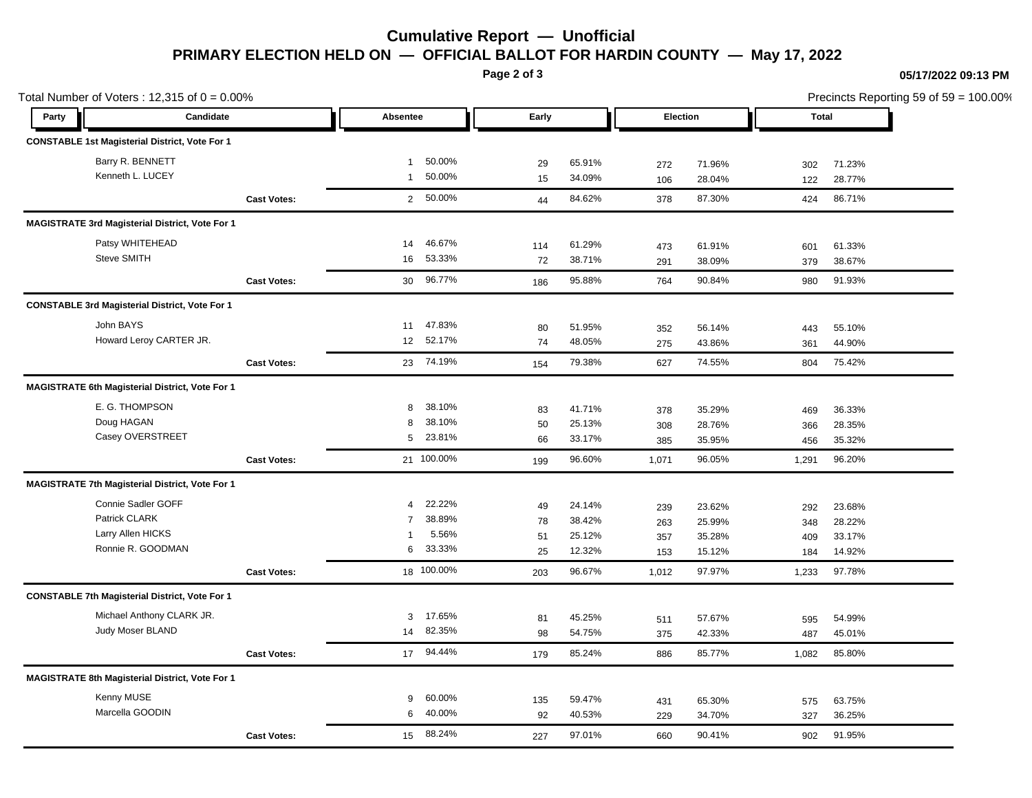# Cumulative Report — Unofficial

## PRIMARY ELECTION HELD ON — OFFICIAL BALLOT FOR HARDIN COUNTY — May 17, 2022

05/17/2022 09:13 PM

Total Number of Voters : 12,315 of 0 = 0.00%

Precincts Reporting 59 of 59 = 100.00%

| Party | Candidate | Absentee | | Early | | Election | | Total | |
|---|---|---|---|---|---|---|---|---|---|
| **CONSTABLE 1st Magisterial District, Vote For 1** | | | | | | | | | |
| | Barry R. BENNETT | 1 | 50.00% | 29 | 65.91% | 272 | 71.96% | 302 | 71.23% |
| | Kenneth L. LUCEY | 1 | 50.00% | 15 | 34.09% | 106 | 28.04% | 122 | 28.77% |
| | **Cast Votes:** | 2 | 50.00% | 44 | 84.62% | 378 | 87.30% | 424 | 86.71% |
| **MAGISTRATE 3rd Magisterial District, Vote For 1** | | | | | | | | | |
| | Patsy WHITEHEAD | 14 | 46.67% | 114 | 61.29% | 473 | 61.91% | 601 | 61.33% |
| | Steve SMITH | 16 | 53.33% | 72 | 38.71% | 291 | 38.09% | 379 | 38.67% |
| | **Cast Votes:** | 30 | 96.77% | 186 | 95.88% | 764 | 90.84% | 980 | 91.93% |
| **CONSTABLE 3rd Magisterial District, Vote For 1** | | | | | | | | | |
| | John BAYS | 11 | 47.83% | 80 | 51.95% | 352 | 56.14% | 443 | 55.10% |
| | Howard Leroy CARTER JR. | 12 | 52.17% | 74 | 48.05% | 275 | 43.86% | 361 | 44.90% |
| | **Cast Votes:** | 23 | 74.19% | 154 | 79.38% | 627 | 74.55% | 804 | 75.42% |
| **MAGISTRATE 6th Magisterial District, Vote For 1** | | | | | | | | | |
| | E. G. THOMPSON | 8 | 38.10% | 83 | 41.71% | 378 | 35.29% | 469 | 36.33% |
| | Doug HAGAN | 8 | 38.10% | 50 | 25.13% | 308 | 28.76% | 366 | 28.35% |
| | Casey OVERSTREET | 5 | 23.81% | 66 | 33.17% | 385 | 35.95% | 456 | 35.32% |
| | **Cast Votes:** | 21 | 100.00% | 199 | 96.60% | 1,071 | 96.05% | 1,291 | 96.20% |
| **MAGISTRATE 7th Magisterial District, Vote For 1** | | | | | | | | | |
| | Connie Sadler GOFF | 4 | 22.22% | 49 | 24.14% | 239 | 23.62% | 292 | 23.68% |
| | Patrick CLARK | 7 | 38.89% | 78 | 38.42% | 263 | 25.99% | 348 | 28.22% |
| | Larry Allen HICKS | 1 | 5.56% | 51 | 25.12% | 357 | 35.28% | 409 | 33.17% |
| | Ronnie R. GOODMAN | 6 | 33.33% | 25 | 12.32% | 153 | 15.12% | 184 | 14.92% |
| | **Cast Votes:** | 18 | 100.00% | 203 | 96.67% | 1,012 | 97.97% | 1,233 | 97.78% |
| **CONSTABLE 7th Magisterial District, Vote For 1** | | | | | | | | | |
| | Michael Anthony CLARK JR. | 3 | 17.65% | 81 | 45.25% | 511 | 57.67% | 595 | 54.99% |
| | Judy Moser BLAND | 14 | 82.35% | 98 | 54.75% | 375 | 42.33% | 487 | 45.01% |
| | **Cast Votes:** | 17 | 94.44% | 179 | 85.24% | 886 | 85.77% | 1,082 | 85.80% |
| **MAGISTRATE 8th Magisterial District, Vote For 1** | | | | | | | | | |
| | Kenny MUSE | 9 | 60.00% | 135 | 59.47% | 431 | 65.30% | 575 | 63.75% |
| | Marcella GOODIN | 6 | 40.00% | 92 | 40.53% | 229 | 34.70% | 327 | 36.25% |
| | **Cast Votes:** | 15 | 88.24% | 227 | 97.01% | 660 | 90.41% | 902 | 91.95% |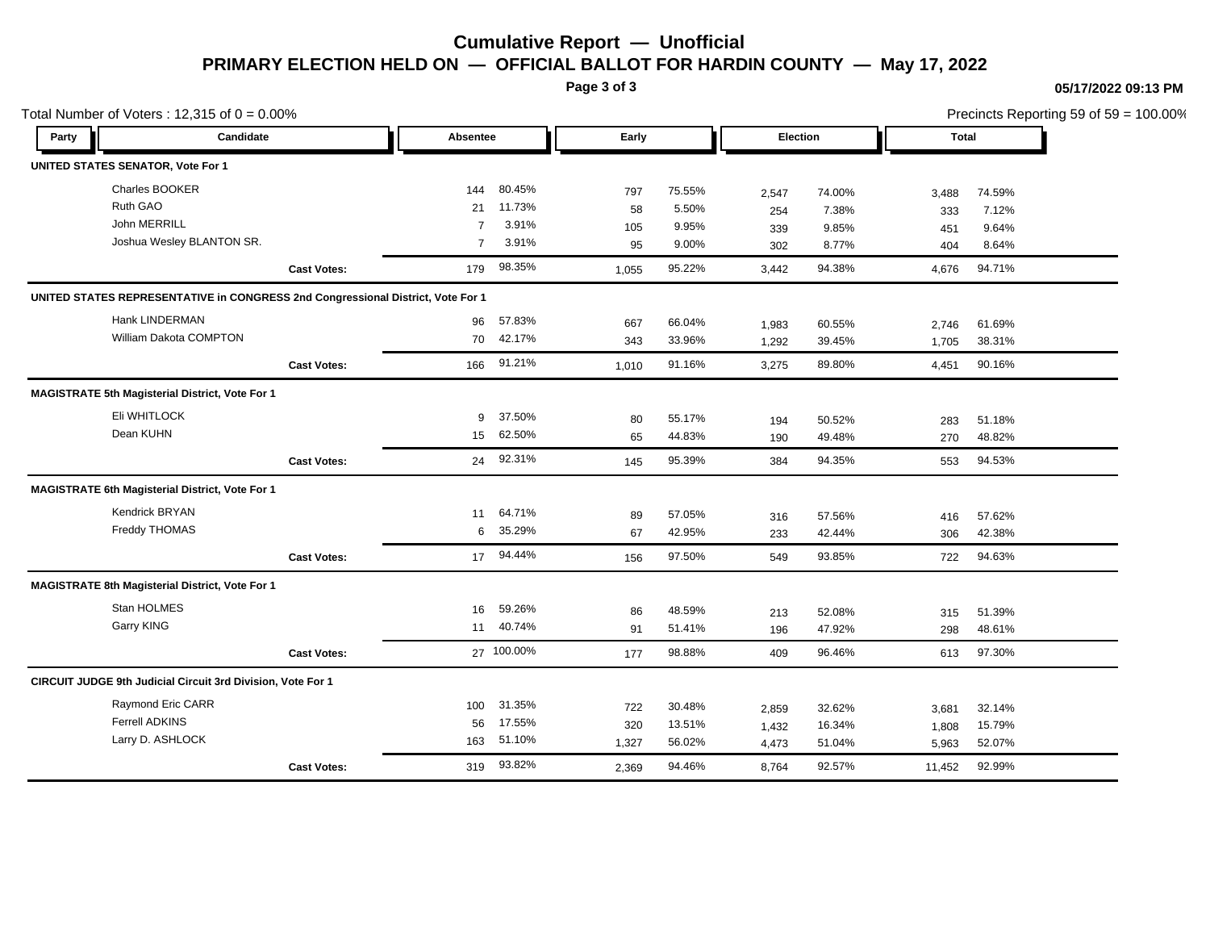# Cumulative Report — Unofficial

## PRIMARY ELECTION HELD ON — OFFICIAL BALLOT FOR HARDIN COUNTY — May 17, 2022

05/17/2022 09:13 PM

Total Number of Voters : 12,315 of 0 = 0.00%

Precincts Reporting 59 of 59 = 100.00%

| Party | Candidate | Absentee | | Early | | Election | | Total | |
|---|---|---|---|---|---|---|---|---|---|
| **UNITED STATES SENATOR, Vote For 1** | | | | | | | | | |
| | Charles BOOKER | 144 | 80.45% | 797 | 75.55% | 2,547 | 74.00% | 3,488 | 74.59% |
| | Ruth GAO | 21 | 11.73% | 58 | 5.50% | 254 | 7.38% | 333 | 7.12% |
| | John MERRILL | 7 | 3.91% | 105 | 9.95% | 339 | 9.85% | 451 | 9.64% |
| | Joshua Wesley BLANTON SR. | 7 | 3.91% | 95 | 9.00% | 302 | 8.77% | 404 | 8.64% |
| | **Cast Votes:** | 179 | 98.35% | 1,055 | 95.22% | 3,442 | 94.38% | 4,676 | 94.71% |
| **UNITED STATES REPRESENTATIVE in CONGRESS 2nd Congressional District, Vote For 1** | | | | | | | | | |
| | Hank LINDERMAN | 96 | 57.83% | 667 | 66.04% | 1,983 | 60.55% | 2,746 | 61.69% |
| | William Dakota COMPTON | 70 | 42.17% | 343 | 33.96% | 1,292 | 39.45% | 1,705 | 38.31% |
| | **Cast Votes:** | 166 | 91.21% | 1,010 | 91.16% | 3,275 | 89.80% | 4,451 | 90.16% |
| **MAGISTRATE 5th Magisterial District, Vote For 1** | | | | | | | | | |
| | Eli WHITLOCK | 9 | 37.50% | 80 | 55.17% | 194 | 50.52% | 283 | 51.18% |
| | Dean KUHN | 15 | 62.50% | 65 | 44.83% | 190 | 49.48% | 270 | 48.82% |
| | **Cast Votes:** | 24 | 92.31% | 145 | 95.39% | 384 | 94.35% | 553 | 94.53% |
| **MAGISTRATE 6th Magisterial District, Vote For 1** | | | | | | | | | |
| | Kendrick BRYAN | 11 | 64.71% | 89 | 57.05% | 316 | 57.56% | 416 | 57.62% |
| | Freddy THOMAS | 6 | 35.29% | 67 | 42.95% | 233 | 42.44% | 306 | 42.38% |
| | **Cast Votes:** | 17 | 94.44% | 156 | 97.50% | 549 | 93.85% | 722 | 94.63% |
| **MAGISTRATE 8th Magisterial District, Vote For 1** | | | | | | | | | |
| | Stan HOLMES | 16 | 59.26% | 86 | 48.59% | 213 | 52.08% | 315 | 51.39% |
| | Garry KING | 11 | 40.74% | 91 | 51.41% | 196 | 47.92% | 298 | 48.61% |
| | **Cast Votes:** | 27 | 100.00% | 177 | 98.88% | 409 | 96.46% | 613 | 97.30% |
| **CIRCUIT JUDGE 9th Judicial Circuit 3rd Division, Vote For 1** | | | | | | | | | |
| | Raymond Eric CARR | 100 | 31.35% | 722 | 30.48% | 2,859 | 32.62% | 3,681 | 32.14% |
| | Ferrell ADKINS | 56 | 17.55% | 320 | 13.51% | 1,432 | 16.34% | 1,808 | 15.79% |
| | Larry D. ASHLOCK | 163 | 51.10% | 1,327 | 56.02% | 4,473 | 51.04% | 5,963 | 52.07% |
| | **Cast Votes:** | 319 | 93.82% | 2,369 | 94.46% | 8,764 | 92.57% | 11,452 | 92.99% |